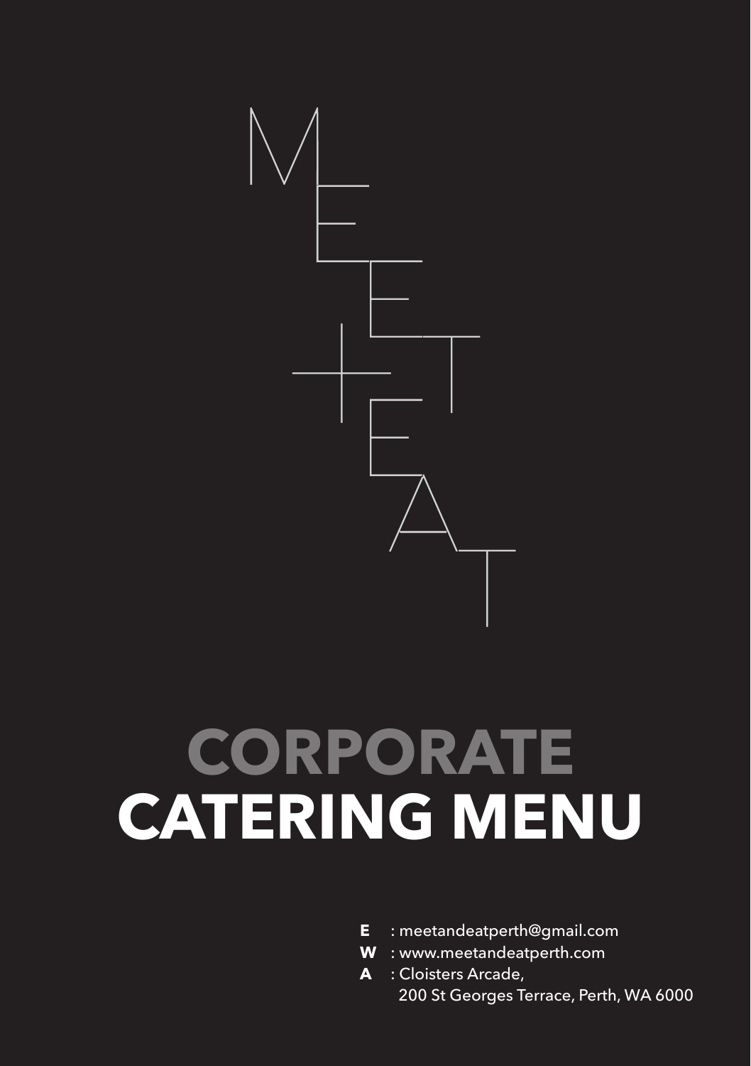MEET + EAT

# CORPORATE
# CATERING MENU

**E** : meetandeatperth@gmail.com
**W** : www.meetandeatperth.com
**A** : Cloisters Arcade,
200 St Georges Terrace, Perth, WA 6000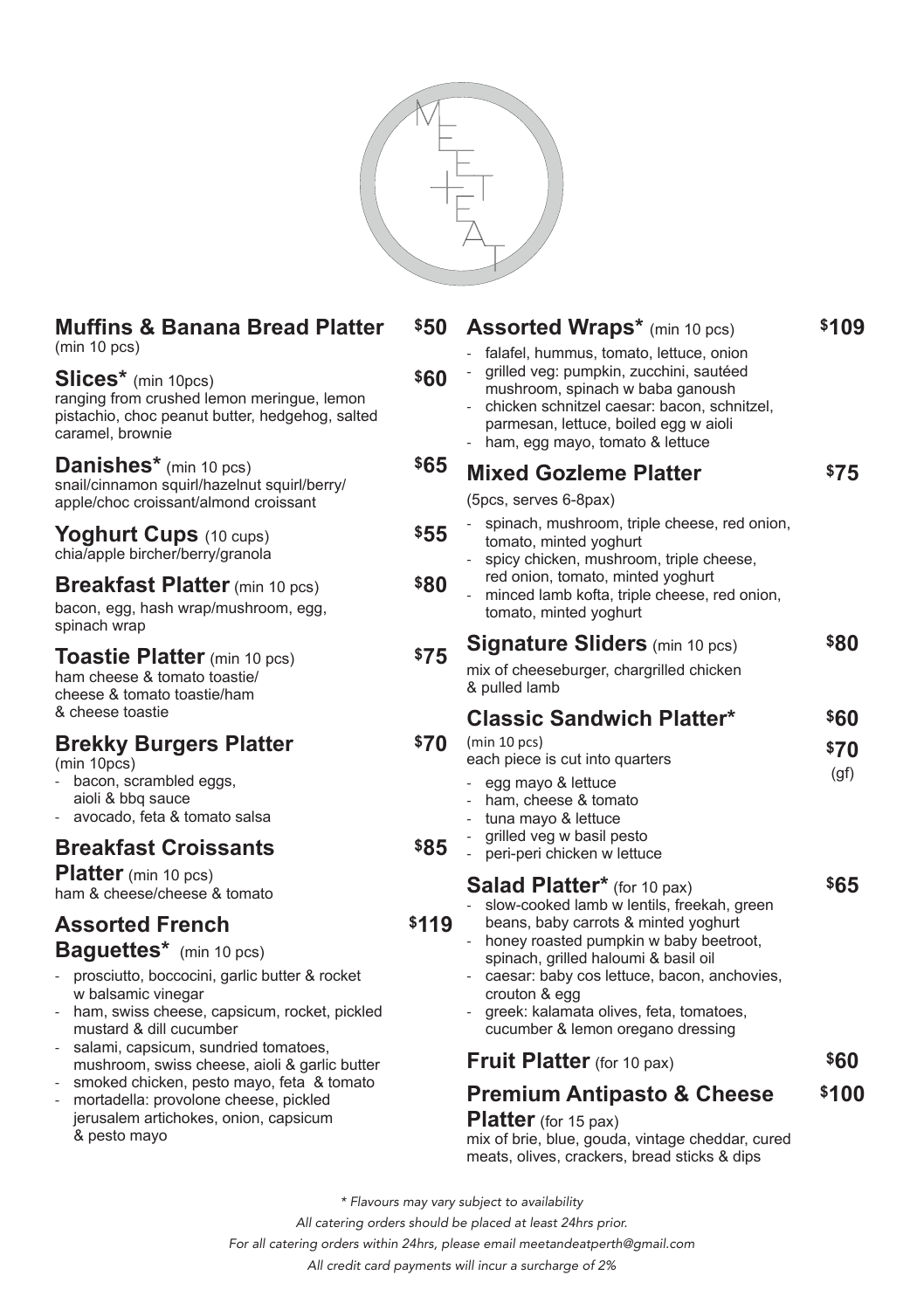MEET + EAT

## Muffins & Banana Bread Platter — $50
(min 10 pcs)

## Slices* (min 10pcs) — $60
ranging from crushed lemon meringue, lemon pistachio, choc peanut butter, hedgehog, salted caramel, brownie

## Danishes* (min 10 pcs) — $65
snail/cinnamon squirl/hazelnut squirl/berry/apple/choc croissant/almond croissant

## Yoghurt Cups (10 cups) — $55
chia/apple bircher/berry/granola

## Breakfast Platter (min 10 pcs) — $80
bacon, egg, hash wrap/mushroom, egg, spinach wrap

## Toastie Platter (min 10 pcs) — $75
ham cheese & tomato toastie/ cheese & tomato toastie/ham & cheese toastie

## Brekky Burgers Platter — $70
(min 10pcs)

- bacon, scrambled eggs, aioli & bbq sauce
- avocado, feta & tomato salsa

## Breakfast Croissants Platter (min 10 pcs) — $85
ham & cheese/cheese & tomato

## Assorted French Baguettes* (min 10 pcs) — $119

- prosciutto, boccocini, garlic butter & rocket w balsamic vinegar
- ham, swiss cheese, capsicum, rocket, pickled mustard & dill cucumber
- salami, capsicum, sundried tomatoes, mushroom, swiss cheese, aioli & garlic butter
- smoked chicken, pesto mayo, feta & tomato
- mortadella: provolone cheese, pickled jerusalem artichokes, onion, capsicum & pesto mayo

## Assorted Wraps* (min 10 pcs) — $109

- falafel, hummus, tomato, lettuce, onion
- grilled veg: pumpkin, zucchini, sautéed mushroom, spinach w baba ganoush
- chicken schnitzel caesar: bacon, schnitzel, parmesan, lettuce, boiled egg w aioli
- ham, egg mayo, tomato & lettuce

## Mixed Gozleme Platter — $75
(5pcs, serves 6-8pax)

- spinach, mushroom, triple cheese, red onion, tomato, minted yoghurt
- spicy chicken, mushroom, triple cheese, red onion, tomato, minted yoghurt
- minced lamb kofta, triple cheese, red onion, tomato, minted yoghurt

## Signature Sliders (min 10 pcs) — $80
mix of cheeseburger, chargrilled chicken & pulled lamb

## Classic Sandwich Platter* — $60 / $70 (gf)
(min 10 pcs)
each piece is cut into quarters

- egg mayo & lettuce
- ham, cheese & tomato
- tuna mayo & lettuce
- grilled veg w basil pesto
- peri-peri chicken w lettuce

## Salad Platter* (for 10 pax) — $65

- slow-cooked lamb w lentils, freekah, green beans, baby carrots & minted yoghurt
- honey roasted pumpkin w baby beetroot, spinach, grilled haloumi & basil oil
- caesar: baby cos lettuce, bacon, anchovies, crouton & egg
- greek: kalamata olives, feta, tomatoes, cucumber & lemon oregano dressing

## Fruit Platter (for 10 pax) — $60

## Premium Antipasto & Cheese Platter (for 15 pax) — $100
mix of brie, blue, gouda, vintage cheddar, cured meats, olives, crackers, bread sticks & dips

*\* Flavours may vary subject to availability*

*All catering orders should be placed at least 24hrs prior.*

*For all catering orders within 24hrs, please email meetandeatperth@gmail.com*

*All credit card payments will incur a surcharge of 2%*